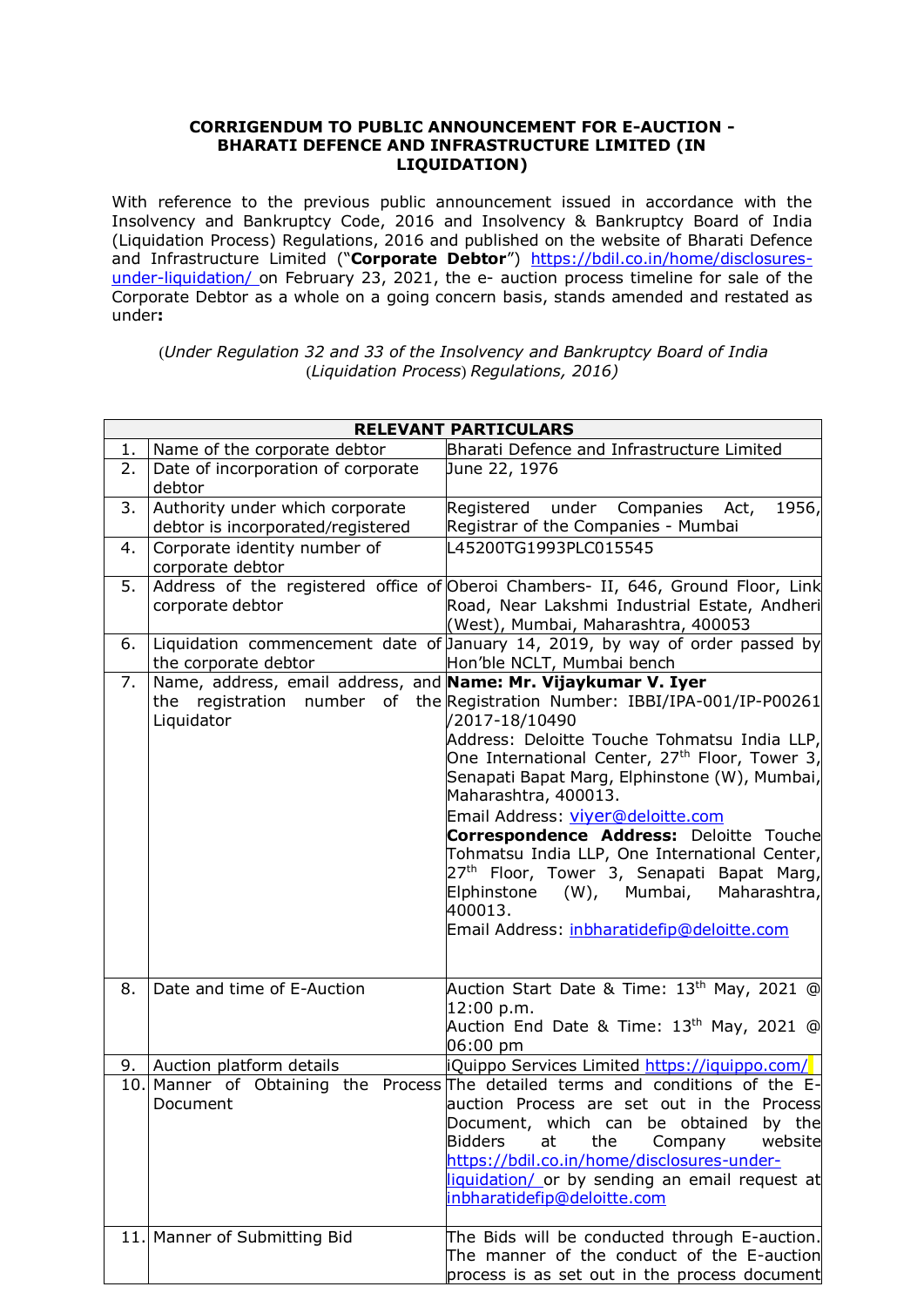**CORRIGENDUM TO PUBLIC ANNOUNCEMENT FOR E-AUCTION - BHARATI DEFENCE AND INFRASTRUCTURE LIMITED (IN LIQUIDATION)**

With reference to the previous public announcement issued in accordance with the Insolvency and Bankruptcy Code, 2016 and Insolvency & Bankruptcy Board of India (Liquidation Process) Regulations, 2016 and published on the website of Bharati Defence and Infrastructure Limited ("**Corporate Debtor**") https://bdil.co.in/home/disclosures-under-liquidation/ on February 23, 2021, the e- auction process timeline for sale of the Corporate Debtor as a whole on a going concern basis, stands amended and restated as under**:**

*(Under Regulation 32 and 33 of the Insolvency and Bankruptcy Board of India (Liquidation Process) Regulations, 2016)*

| **RELEVANT PARTICULARS** | | |
|---|---|---|
| 1. | Name of the corporate debtor | Bharati Defence and Infrastructure Limited |
| 2. | Date of incorporation of corporate debtor | June 22, 1976 |
| 3. | Authority under which corporate debtor is incorporated/registered | Registered under Companies Act, 1956, Registrar of the Companies - Mumbai |
| 4. | Corporate identity number of corporate debtor | L45200TG1993PLC015545 |
| 5. | Address of the registered office of corporate debtor | Oberoi Chambers- II, 646, Ground Floor, Link Road, Near Lakshmi Industrial Estate, Andheri (West), Mumbai, Maharashtra, 400053 |
| 6. | Liquidation commencement date of the corporate debtor | January 14, 2019, by way of order passed by Hon'ble NCLT, Mumbai bench |
| 7. | Name, address, email address, and the registration number of the Liquidator | **Name: Mr. Vijaykumar V. Iyer**<br>Registration Number: IBBI/IPA-001/IP-P00261/2017-18/10490<br>Address: Deloitte Touche Tohmatsu India LLP, One International Center, 27th Floor, Tower 3, Senapati Bapat Marg, Elphinstone (W), Mumbai, Maharashtra, 400013.<br>Email Address: viyer@deloitte.com<br>**Correspondence Address:** Deloitte Touche Tohmatsu India LLP, One International Center, 27th Floor, Tower 3, Senapati Bapat Marg, Elphinstone (W), Mumbai, Maharashtra, 400013.<br>Email Address: inbharatidefip@deloitte.com |
| 8. | Date and time of E-Auction | Auction Start Date & Time: 13th May, 2021 @ 12:00 p.m.<br>Auction End Date & Time: 13th May, 2021 @ 06:00 pm |
| 9. | Auction platform details | iQuippo Services Limited https://iquippo.com/ |
| 10. | Manner of Obtaining the Process Document | The detailed terms and conditions of the E-auction Process are set out in the Process Document, which can be obtained by the Bidders at the Company website https://bdil.co.in/home/disclosures-under-liquidation/ or by sending an email request at inbharatidefip@deloitte.com |
| 11. | Manner of Submitting Bid | The Bids will be conducted through E-auction. The manner of the conduct of the E-auction process is as set out in the process document |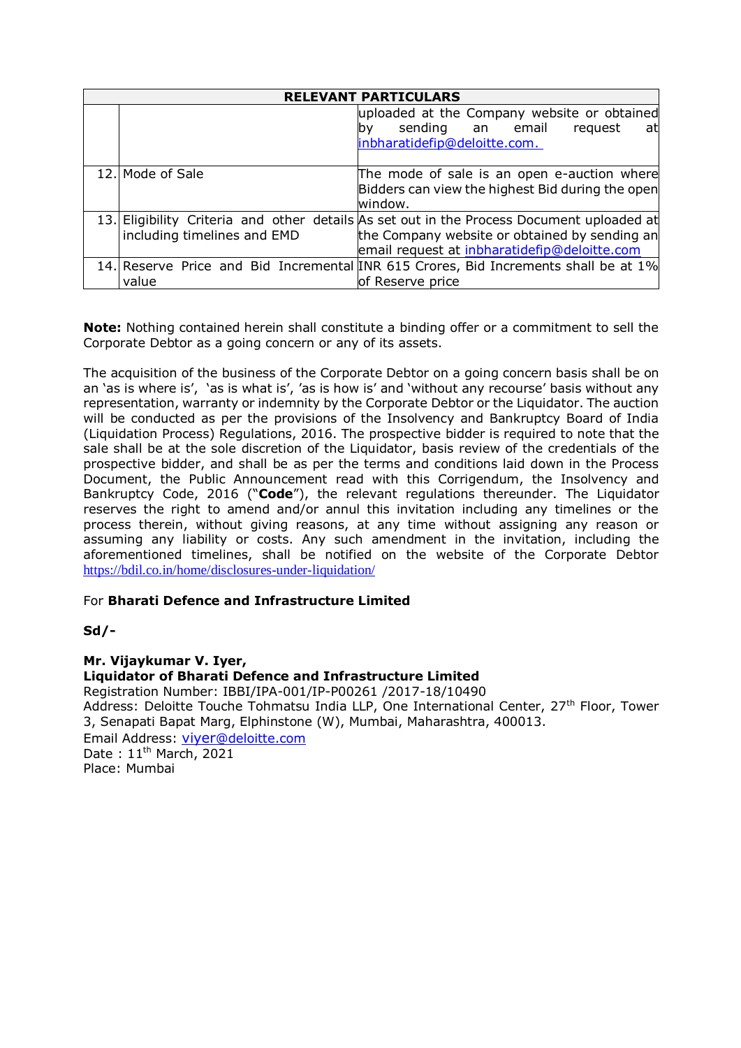| RELEVANT PARTICULARS | | |
|---|---|---|
| | | uploaded at the Company website or obtained by sending an email request at inbharatidefip@deloitte.com. |
| 12. | Mode of Sale | The mode of sale is an open e-auction where Bidders can view the highest Bid during the open window. |
| 13. | Eligibility Criteria and other details including timelines and EMD | As set out in the Process Document uploaded at the Company website or obtained by sending an email request at inbharatidefip@deloitte.com |
| 14. | Reserve Price and Bid Incremental value | INR 615 Crores, Bid Increments shall be at 1% of Reserve price |

**Note:** Nothing contained herein shall constitute a binding offer or a commitment to sell the Corporate Debtor as a going concern or any of its assets.

The acquisition of the business of the Corporate Debtor on a going concern basis shall be on an 'as is where is', 'as is what is', 'as is how is' and 'without any recourse' basis without any representation, warranty or indemnity by the Corporate Debtor or the Liquidator. The auction will be conducted as per the provisions of the Insolvency and Bankruptcy Board of India (Liquidation Process) Regulations, 2016. The prospective bidder is required to note that the sale shall be at the sole discretion of the Liquidator, basis review of the credentials of the prospective bidder, and shall be as per the terms and conditions laid down in the Process Document, the Public Announcement read with this Corrigendum, the Insolvency and Bankruptcy Code, 2016 ("**Code**"), the relevant regulations thereunder. The Liquidator reserves the right to amend and/or annul this invitation including any timelines or the process therein, without giving reasons, at any time without assigning any reason or assuming any liability or costs. Any such amendment in the invitation, including the aforementioned timelines, shall be notified on the website of the Corporate Debtor https://bdil.co.in/home/disclosures-under-liquidation/

For **Bharati Defence and Infrastructure Limited**

**Sd/-**

**Mr. Vijaykumar V. Iyer,**
**Liquidator of Bharati Defence and Infrastructure Limited**
Registration Number: IBBI/IPA-001/IP-P00261 /2017-18/10490
Address: Deloitte Touche Tohmatsu India LLP, One International Center, 27th Floor, Tower 3, Senapati Bapat Marg, Elphinstone (W), Mumbai, Maharashtra, 400013.
Email Address: viyer@deloitte.com
Date : 11th March, 2021
Place: Mumbai